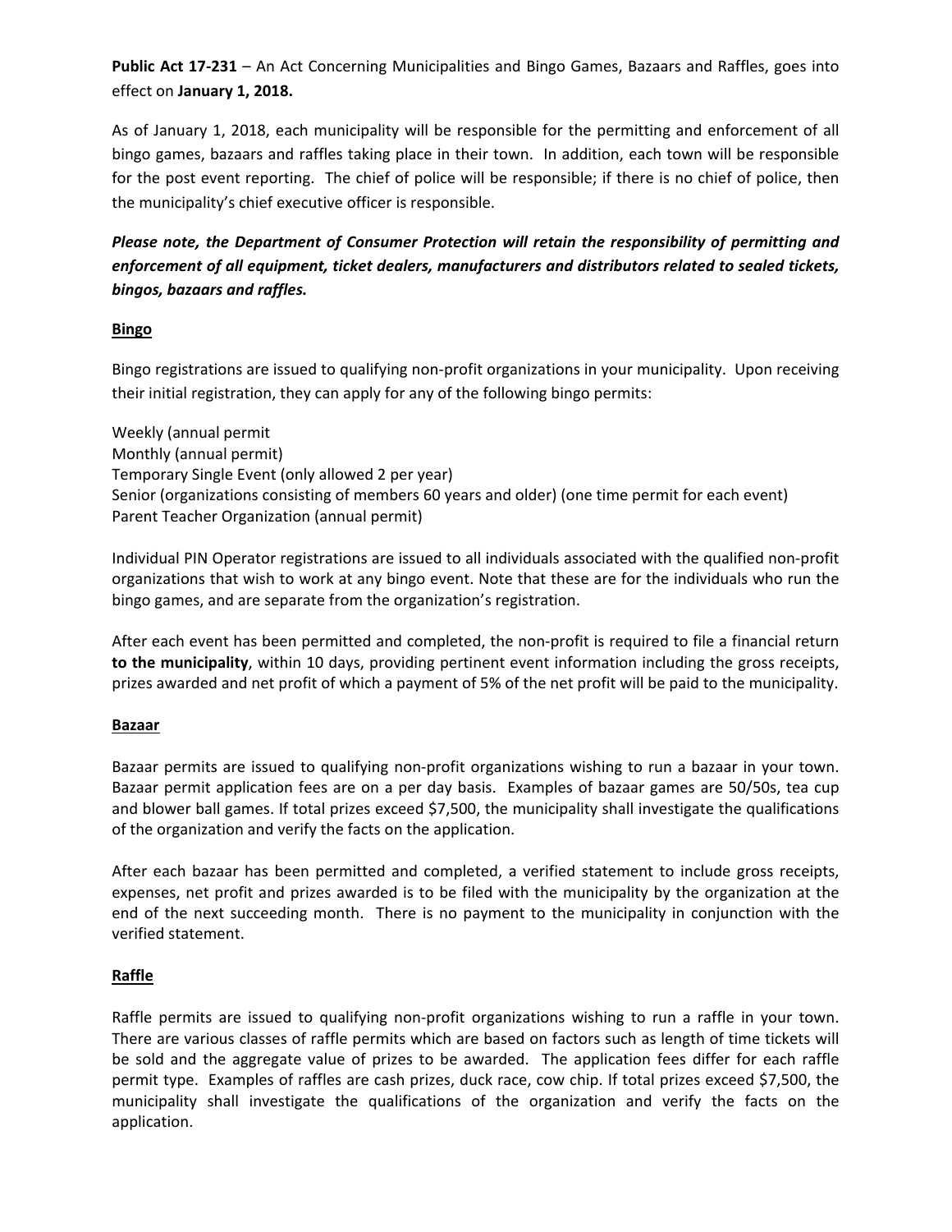**Public Act 17-231** – An Act Concerning Municipalities and Bingo Games, Bazaars and Raffles, goes into effect on **January 1, 2018.**

As of January 1, 2018, each municipality will be responsible for the permitting and enforcement of all bingo games, bazaars and raffles taking place in their town. In addition, each town will be responsible for the post event reporting. The chief of police will be responsible; if there is no chief of police, then the municipality's chief executive officer is responsible.

***Please note, the Department of Consumer Protection will retain the responsibility of permitting and enforcement of all equipment, ticket dealers, manufacturers and distributors related to sealed tickets, bingos, bazaars and raffles.***

## Bingo

Bingo registrations are issued to qualifying non-profit organizations in your municipality. Upon receiving their initial registration, they can apply for any of the following bingo permits:

Weekly (annual permit
Monthly (annual permit)
Temporary Single Event (only allowed 2 per year)
Senior (organizations consisting of members 60 years and older) (one time permit for each event)
Parent Teacher Organization (annual permit)

Individual PIN Operator registrations are issued to all individuals associated with the qualified non-profit organizations that wish to work at any bingo event. Note that these are for the individuals who run the bingo games, and are separate from the organization's registration.

After each event has been permitted and completed, the non-profit is required to file a financial return **to the municipality**, within 10 days, providing pertinent event information including the gross receipts, prizes awarded and net profit of which a payment of 5% of the net profit will be paid to the municipality.

## Bazaar

Bazaar permits are issued to qualifying non-profit organizations wishing to run a bazaar in your town. Bazaar permit application fees are on a per day basis. Examples of bazaar games are 50/50s, tea cup and blower ball games. If total prizes exceed $7,500, the municipality shall investigate the qualifications of the organization and verify the facts on the application.

After each bazaar has been permitted and completed, a verified statement to include gross receipts, expenses, net profit and prizes awarded is to be filed with the municipality by the organization at the end of the next succeeding month. There is no payment to the municipality in conjunction with the verified statement.

## Raffle

Raffle permits are issued to qualifying non-profit organizations wishing to run a raffle in your town. There are various classes of raffle permits which are based on factors such as length of time tickets will be sold and the aggregate value of prizes to be awarded. The application fees differ for each raffle permit type. Examples of raffles are cash prizes, duck race, cow chip. If total prizes exceed $7,500, the municipality shall investigate the qualifications of the organization and verify the facts on the application.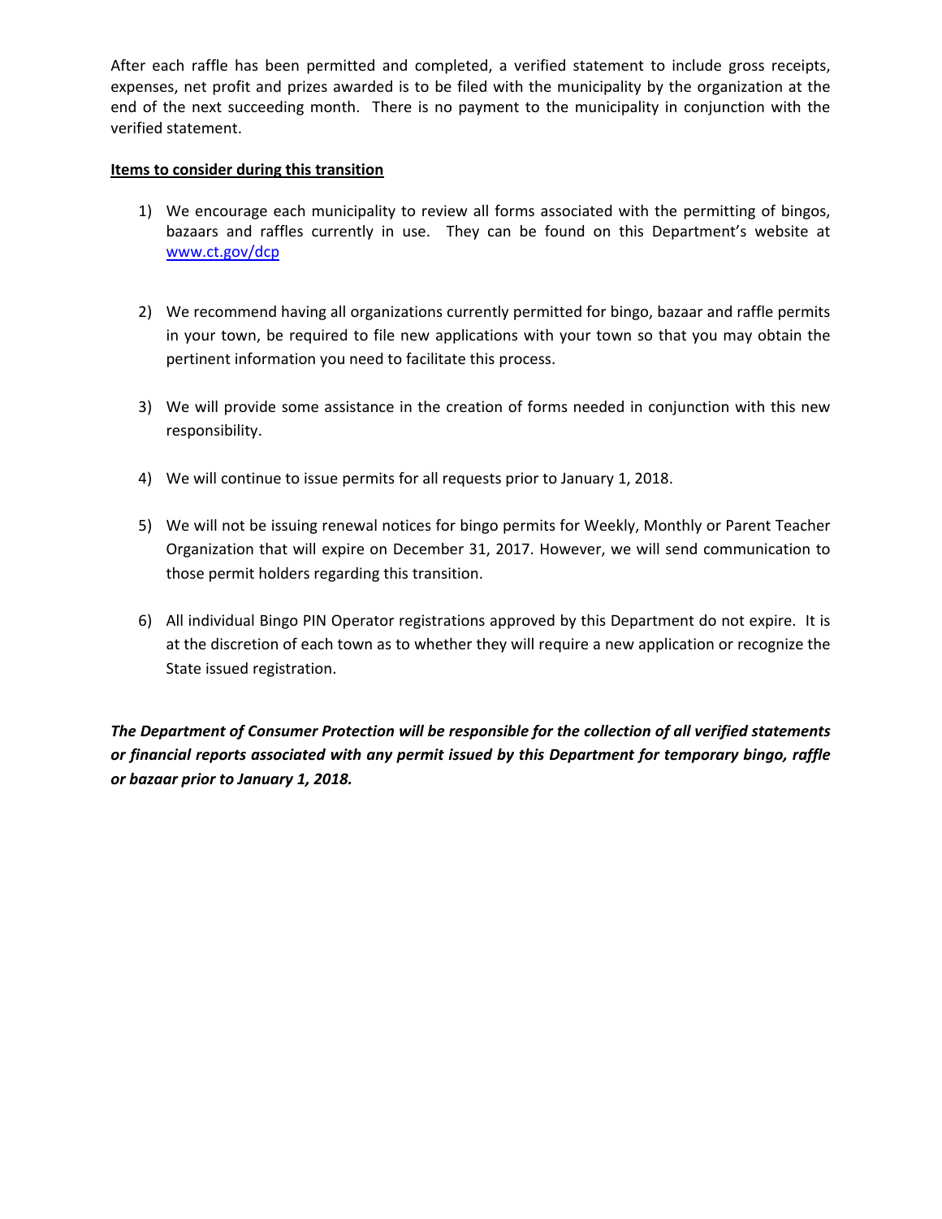After each raffle has been permitted and completed, a verified statement to include gross receipts, expenses, net profit and prizes awarded is to be filed with the municipality by the organization at the end of the next succeeding month. There is no payment to the municipality in conjunction with the verified statement.

**Items to consider during this transition**

1) We encourage each municipality to review all forms associated with the permitting of bingos, bazaars and raffles currently in use. They can be found on this Department's website at [www.ct.gov/dcp](http://www.ct.gov/dcp)

2) We recommend having all organizations currently permitted for bingo, bazaar and raffle permits in your town, be required to file new applications with your town so that you may obtain the pertinent information you need to facilitate this process.

3) We will provide some assistance in the creation of forms needed in conjunction with this new responsibility.

4) We will continue to issue permits for all requests prior to January 1, 2018.

5) We will not be issuing renewal notices for bingo permits for Weekly, Monthly or Parent Teacher Organization that will expire on December 31, 2017. However, we will send communication to those permit holders regarding this transition.

6) All individual Bingo PIN Operator registrations approved by this Department do not expire. It is at the discretion of each town as to whether they will require a new application or recognize the State issued registration.

***The Department of Consumer Protection will be responsible for the collection of all verified statements or financial reports associated with any permit issued by this Department for temporary bingo, raffle or bazaar prior to January 1, 2018.***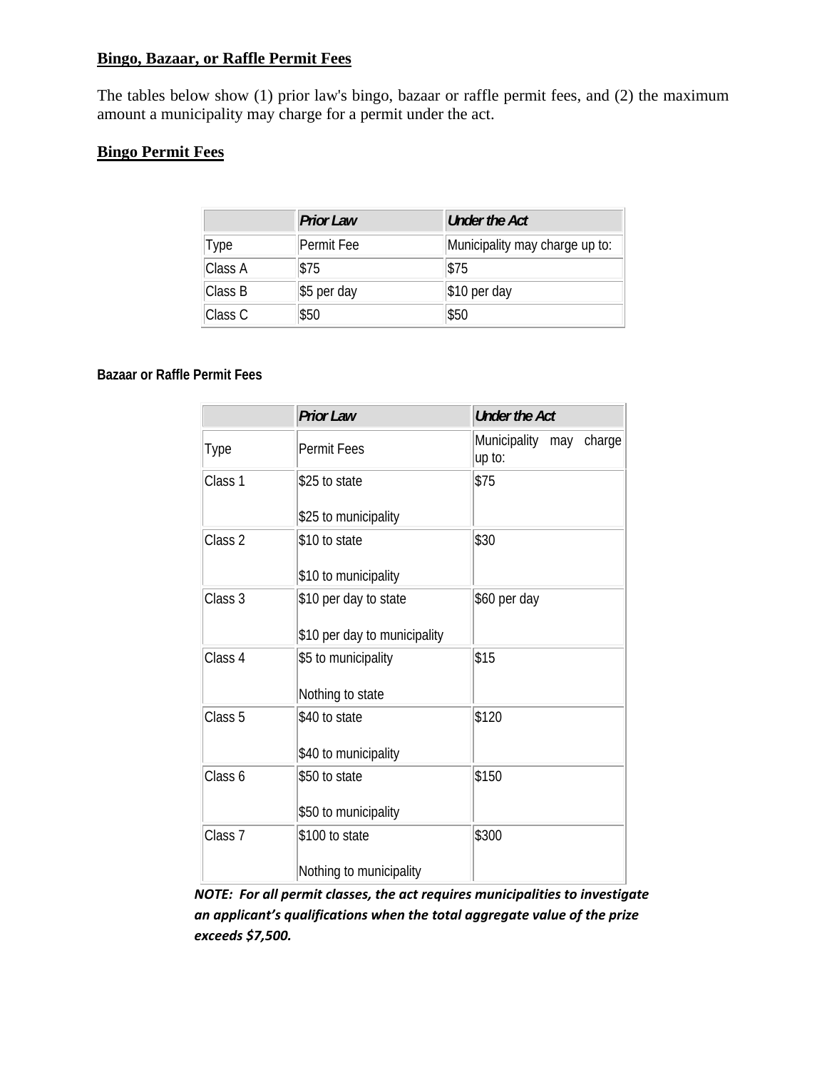## Bingo, Bazaar, or Raffle Permit Fees

The tables below show (1) prior law's bingo, bazaar or raffle permit fees, and (2) the maximum amount a municipality may charge for a permit under the act.

## Bingo Permit Fees

| | *Prior Law* | *Under the Act* |
|---|---|---|
| Type | Permit Fee | Municipality may charge up to: |
| Class A | $75 | $75 |
| Class B | $5 per day | $10 per day |
| Class C | $50 | $50 |

**Bazaar or Raffle Permit Fees**

| | *Prior Law* | *Under the Act* |
|---|---|---|
| Type | Permit Fees | Municipality may charge up to: |
| Class 1 | $25 to state<br><br>$25 to municipality | $75 |
| Class 2 | $10 to state<br><br>$10 to municipality | $30 |
| Class 3 | $10 per day to state<br><br>$10 per day to municipality | $60 per day |
| Class 4 | $5 to municipality<br><br>Nothing to state | $15 |
| Class 5 | $40 to state<br><br>$40 to municipality | $120 |
| Class 6 | $50 to state<br><br>$50 to municipality | $150 |
| Class 7 | $100 to state<br><br>Nothing to municipality | $300 |

***NOTE: For all permit classes, the act requires municipalities to investigate an applicant's qualifications when the total aggregate value of the prize exceeds $7,500.***